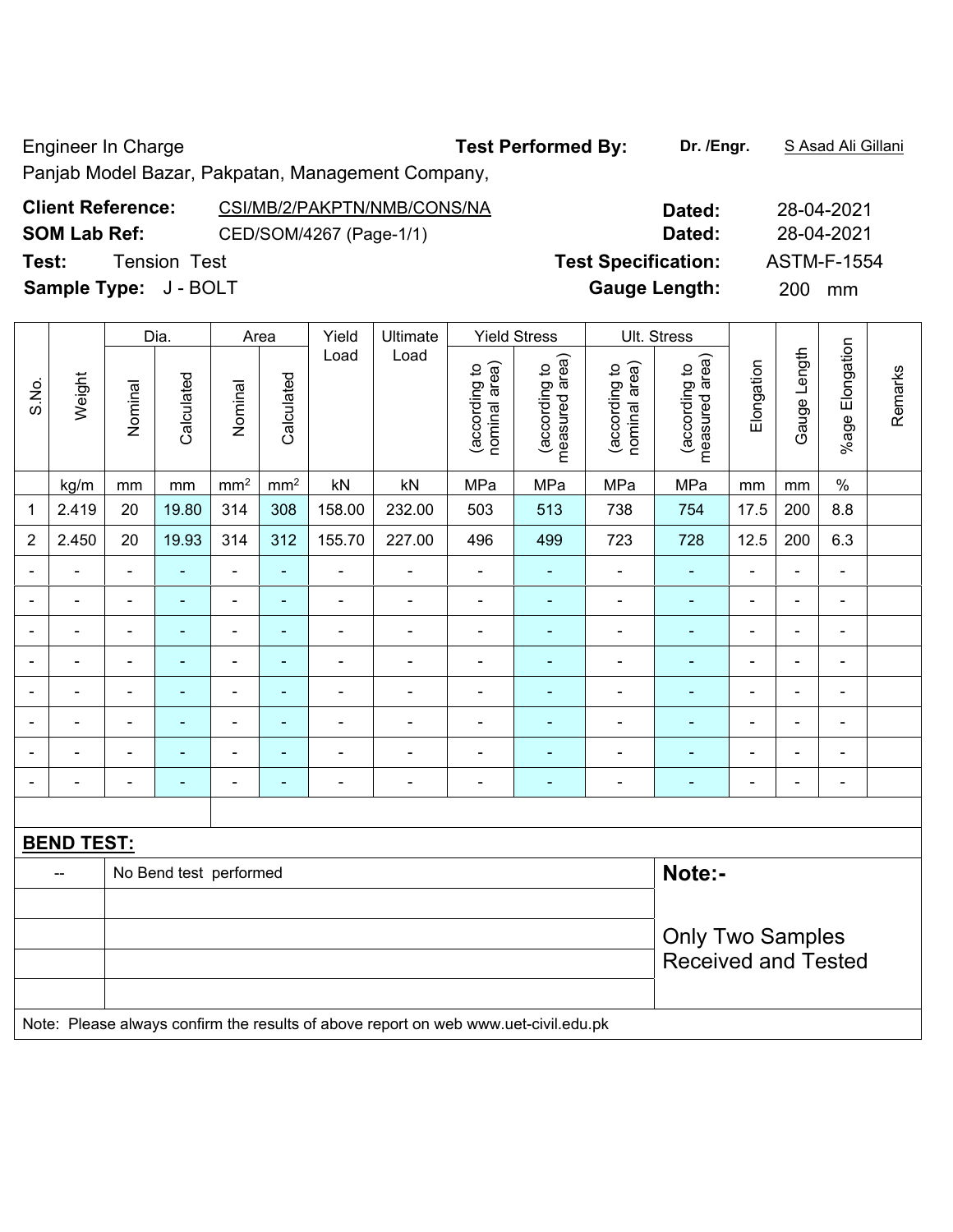Engineer In Charge **Test Performed By:** **Dr. /Engr.** S Asad Ali Gillani

Panjab Model Bazar, Pakpatan, Management Company,

**Client Reference:** CSI/MB/2/PAKPTN/NMB/CONS/NA **Dated:** 28-04-2021

**SOM Lab Ref:** CED/SOM/4267 (Page-1/1) **Dated:** 28-04-2021

**Test:** Tension Test **Test Specification:** ASTM-F-1554

**Sample Type:** J - BOLT **Gauge Length:** 200 mm

| S.No. | Weight | Dia. | | Area | | Yield Load | Ultimate Load | Yield Stress | | Ult. Stress | | Elongation | Gauge Length | %age Elongation | Remarks |
|---|---|---|---|---|---|---|---|---|---|---|---|---|---|---|---|
| | | Nominal | Calculated | Nominal | Calculated | | | (according to nominal area) | (according to measured area) | (according to nominal area) | (according to measured area) | | | | |
| | kg/m | mm | mm | mm² | mm² | kN | kN | MPa | MPa | MPa | MPa | mm | mm | % | |
| 1 | 2.419 | 20 | 19.80 | 314 | 308 | 158.00 | 232.00 | 503 | 513 | 738 | 754 | 17.5 | 200 | 8.8 | |
| 2 | 2.450 | 20 | 19.93 | 314 | 312 | 155.70 | 227.00 | 496 | 499 | 723 | 728 | 12.5 | 200 | 6.3 | |
| - | - | - | - | - | - | - | - | - | - | - | - | - | - | - | |
| - | - | - | - | - | - | - | - | - | - | - | - | - | - | - | |
| - | - | - | - | - | - | - | - | - | - | - | - | - | - | - | |
| - | - | - | - | - | - | - | - | - | - | - | - | - | - | - | |
| - | - | - | - | - | - | - | - | - | - | - | - | - | - | - | |
| - | - | - | - | - | - | - | - | - | - | - | - | - | - | - | |
| - | - | - | - | - | - | - | - | - | - | - | - | - | - | - | |
| - | - | - | - | - | - | - | - | - | - | - | - | - | - | - | |

**BEND TEST:**

| | | |
|---|---|---|
| -- | No Bend test performed | **Note:-** |
| | | Only Two Samples Received and Tested |

Note: Please always confirm the results of above report on web www.uet-civil.edu.pk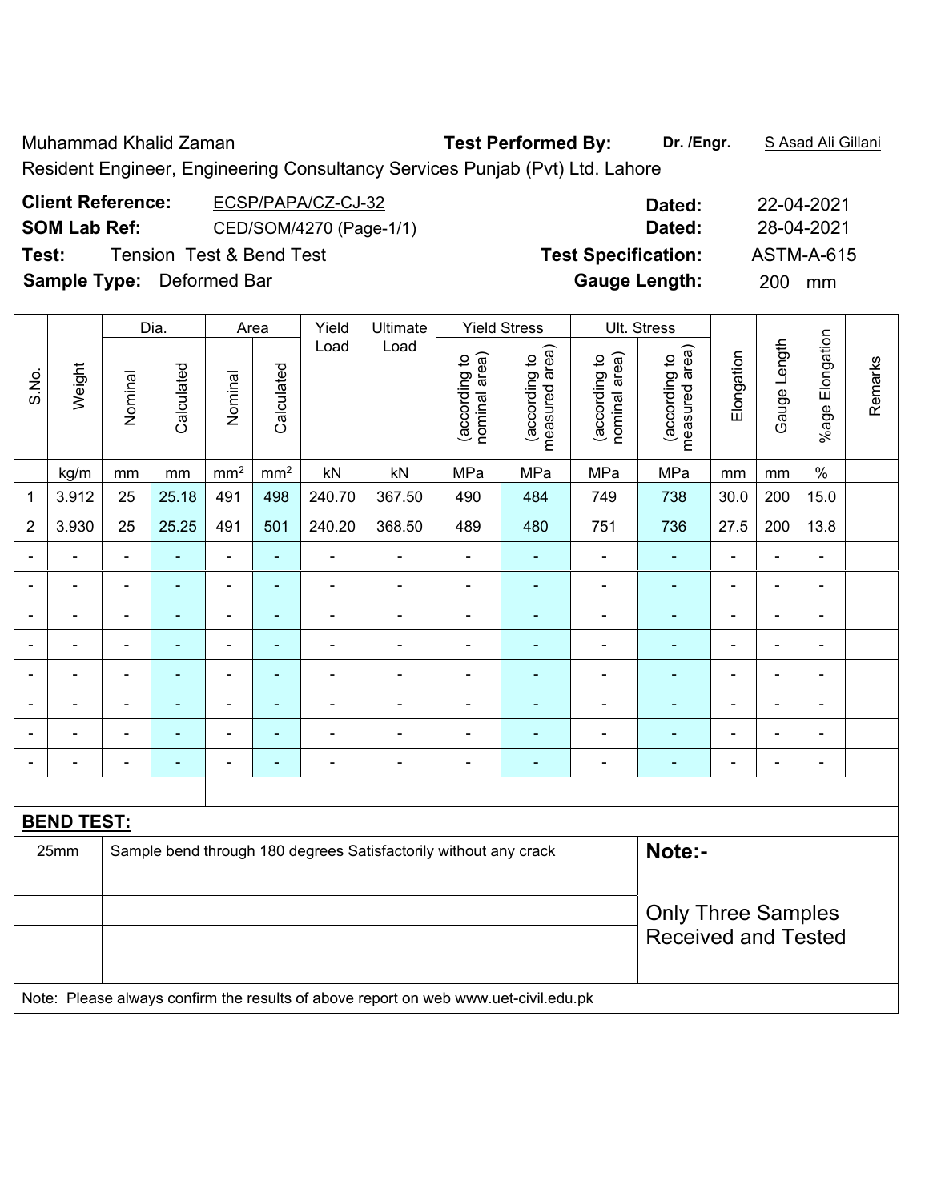Muhammad Khalid Zaman **Test Performed By:** **Dr. /Engr.** S Asad Ali Gillani

Resident Engineer, Engineering Consultancy Services Punjab (Pvt) Ltd. Lahore

**Client Reference:** ECSP/PAPA/CZ-CJ-32 **Dated:** 22-04-2021

**SOM Lab Ref:** CED/SOM/4270 (Page-1/1) **Dated:** 28-04-2021

**Test:** Tension Test & Bend Test **Test Specification:** ASTM-A-615

**Sample Type:** Deformed Bar **Gauge Length:** 200 mm

| S.No. | Weight | Dia. | | Area | | Yield Load | Ultimate Load | Yield Stress | | Ult. Stress | | Elongation | Gauge Length | %age Elongation | Remarks |
|---|---|---|---|---|---|---|---|---|---|---|---|---|---|---|---|
| | | Nominal | Calculated | Nominal | Calculated | | | (according to nominal area) | (according to measured area) | (according to nominal area) | (according to measured area) | | | | |
| | kg/m | mm | mm | mm² | mm² | kN | kN | MPa | MPa | MPa | MPa | mm | mm | % | |
| 1 | 3.912 | 25 | 25.18 | 491 | 498 | 240.70 | 367.50 | 490 | 484 | 749 | 738 | 30.0 | 200 | 15.0 | |
| 2 | 3.930 | 25 | 25.25 | 491 | 501 | 240.20 | 368.50 | 489 | 480 | 751 | 736 | 27.5 | 200 | 13.8 | |
| - | - | - | - | - | - | - | - | - | - | - | - | - | - | - | |
| - | - | - | - | - | - | - | - | - | - | - | - | - | - | - | |
| - | - | - | - | - | - | - | - | - | - | - | - | - | - | - | |
| - | - | - | - | - | - | - | - | - | - | - | - | - | - | - | |
| - | - | - | - | - | - | - | - | - | - | - | - | - | - | - | |
| - | - | - | - | - | - | - | - | - | - | - | - | - | - | - | |
| - | - | - | - | - | - | - | - | - | - | - | - | - | - | - | |
| - | - | - | - | - | - | - | - | - | - | - | - | - | - | - | |

**BEND TEST:**

| | | |
|---|---|---|
| 25mm | Sample bend through 180 degrees Satisfactorily without any crack | **Note:-** |
| | | Only Three Samples Received and Tested |

Note: Please always confirm the results of above report on web www.uet-civil.edu.pk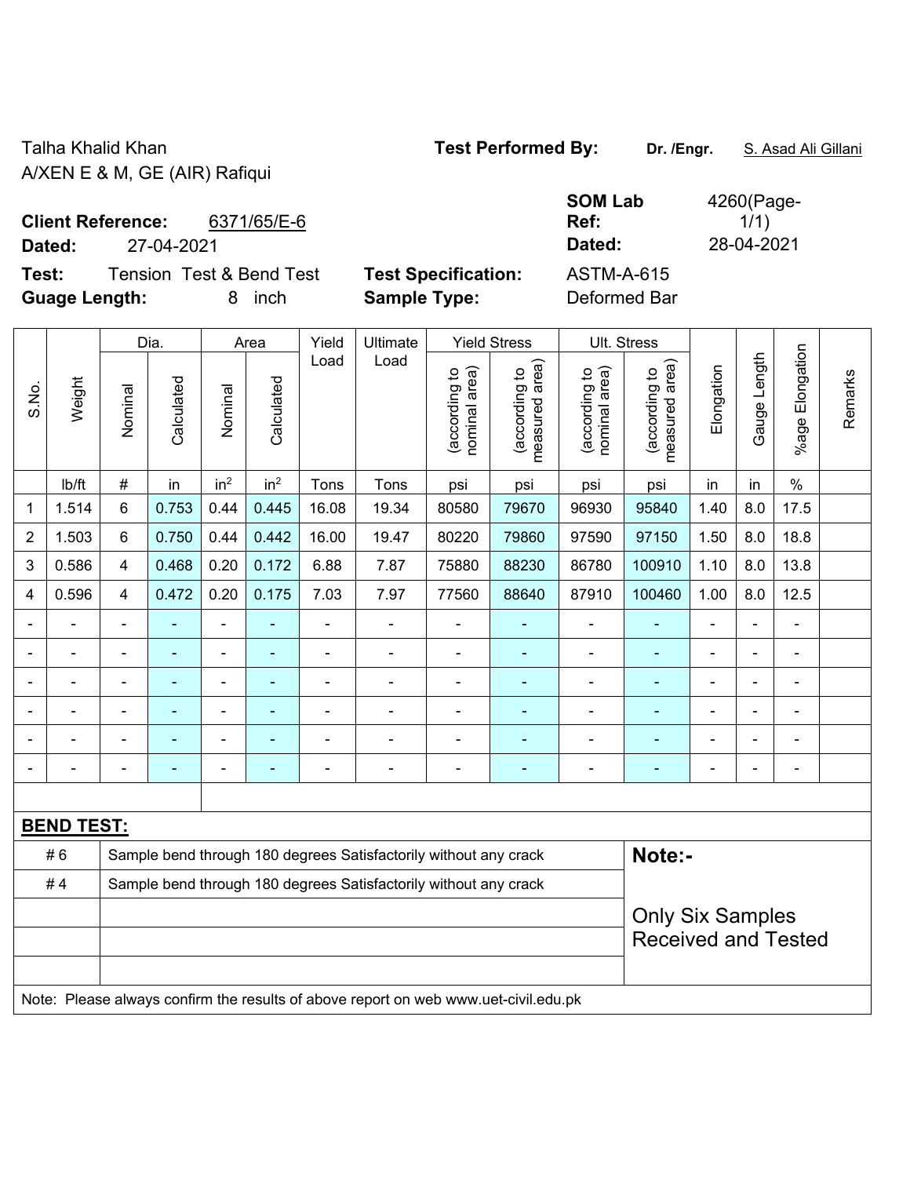Talha Khalid Khan
A/XEN E & M, GE (AIR) Rafiqui

**Test Performed By:** **Dr. /Engr.** S. Asad Ali Gillani

**Client Reference:** 6371/65/E-6
**Dated:** 27-04-2021

**SOM Lab Ref:** 4260(Page-1/1)
**Dated:** 28-04-2021

**Test:** Tension Test & Bend Test
**Guage Length:** 8 inch

**Test Specification:** ASTM-A-615
**Sample Type:** Deformed Bar

| S.No. | Weight | Dia. | | Area | | Yield Load | Ultimate Load | Yield Stress | | Ult. Stress | | Elongation | Gauge Length | %age Elongation | Remarks |
|---|---|---|---|---|---|---|---|---|---|---|---|---|---|---|---|
| | | Nominal | Calculated | Nominal | Calculated | | | (according to nominal area) | (according to measured area) | (according to nominal area) | (according to measured area) | | | | |
| | lb/ft | # | in | in$^2$ | in$^2$ | Tons | Tons | psi | psi | psi | psi | in | in | % | |
| 1 | 1.514 | 6 | 0.753 | 0.44 | 0.445 | 16.08 | 19.34 | 80580 | 79670 | 96930 | 95840 | 1.40 | 8.0 | 17.5 | |
| 2 | 1.503 | 6 | 0.750 | 0.44 | 0.442 | 16.00 | 19.47 | 80220 | 79860 | 97590 | 97150 | 1.50 | 8.0 | 18.8 | |
| 3 | 0.586 | 4 | 0.468 | 0.20 | 0.172 | 6.88 | 7.87 | 75880 | 88230 | 86780 | 100910 | 1.10 | 8.0 | 13.8 | |
| 4 | 0.596 | 4 | 0.472 | 0.20 | 0.175 | 7.03 | 7.97 | 77560 | 88640 | 87910 | 100460 | 1.00 | 8.0 | 12.5 | |
| - | - | - | - | - | - | - | - | - | - | - | - | - | - | - | |
| - | - | - | - | - | - | - | - | - | - | - | - | - | - | - | |
| - | - | - | - | - | - | - | - | - | - | - | - | - | - | - | |
| - | - | - | - | - | - | - | - | - | - | - | - | - | - | - | |
| - | - | - | - | - | - | - | - | - | - | - | - | - | - | - | |
| - | - | - | - | - | - | - | - | - | - | - | - | - | - | - | |

**BEND TEST:**

| | | |
|---|---|---|
| # 6 | Sample bend through 180 degrees Satisfactorily without any crack | **Note:-** |
| # 4 | Sample bend through 180 degrees Satisfactorily without any crack | Only Six Samples Received and Tested |

Note: Please always confirm the results of above report on web www.uet-civil.edu.pk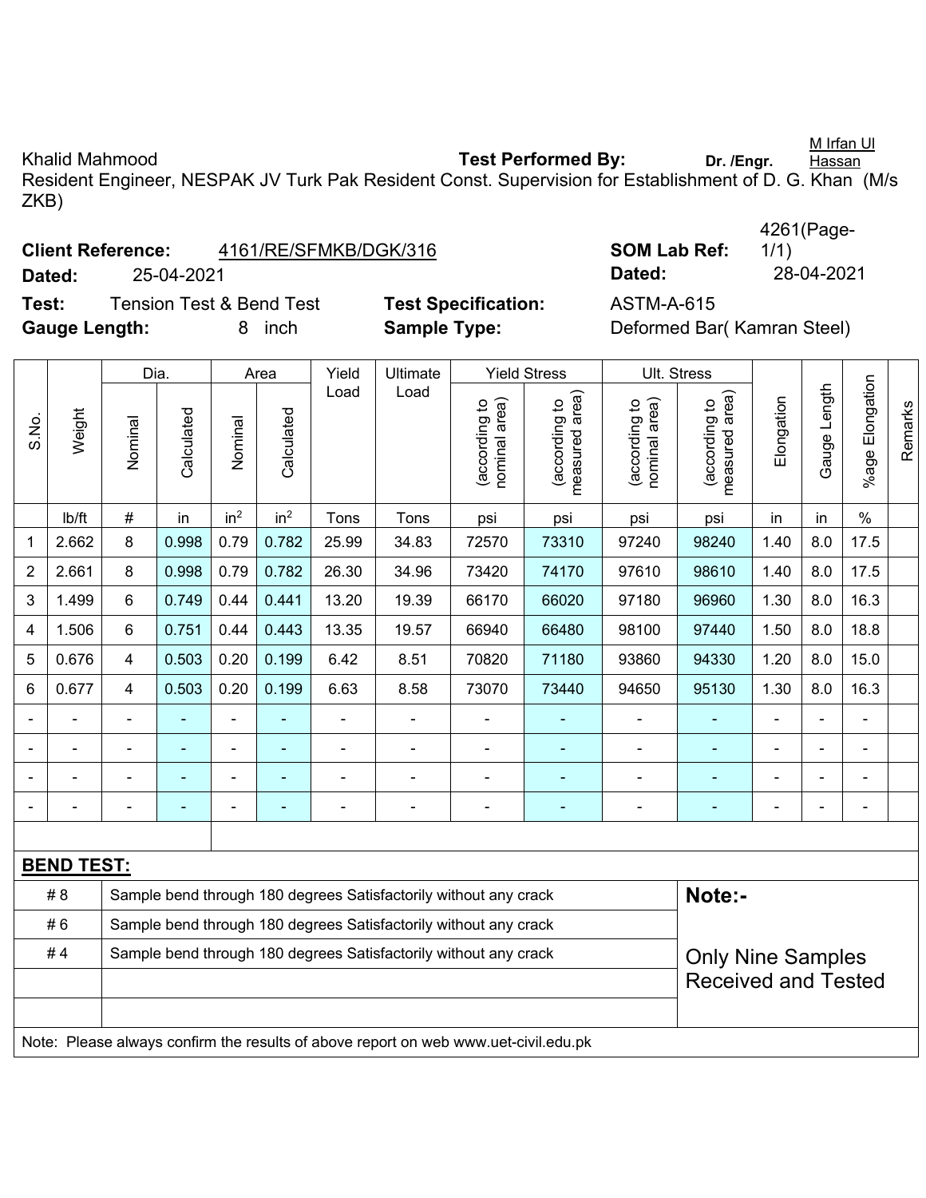Khalid Mahmood **Test Performed By:** **Dr. /Engr.** M Irfan Ul Hassan

Resident Engineer, NESPAK JV Turk Pak Resident Const. Supervision for Establishment of D. G. Khan (M/s ZKB)

**Client Reference:** 4161/RE/SFMKB/DGK/316 **SOM Lab Ref:** 4261(Page-1/1)

**Dated:** 25-04-2021 **Dated:** 28-04-2021

**Test:** Tension Test & Bend Test **Test Specification:** ASTM-A-615

**Gauge Length:** 8 inch **Sample Type:** Deformed Bar( Kamran Steel)

| S.No. | Weight | Dia. | | Area | | Yield Load | Ultimate Load | Yield Stress | | Ult. Stress | | Elongation | Gauge Length | %age Elongation | Remarks |
|---|---|---|---|---|---|---|---|---|---|---|---|---|---|---|---|
| | | Nominal | Calculated | Nominal | Calculated | | | (according to nominal area) | (according to measured area) | (according to nominal area) | (according to measured area) | | | | |
| | lb/ft | # | in | in$^2$ | in$^2$ | Tons | Tons | psi | psi | psi | psi | in | in | % | |
| 1 | 2.662 | 8 | 0.998 | 0.79 | 0.782 | 25.99 | 34.83 | 72570 | 73310 | 97240 | 98240 | 1.40 | 8.0 | 17.5 | |
| 2 | 2.661 | 8 | 0.998 | 0.79 | 0.782 | 26.30 | 34.96 | 73420 | 74170 | 97610 | 98610 | 1.40 | 8.0 | 17.5 | |
| 3 | 1.499 | 6 | 0.749 | 0.44 | 0.441 | 13.20 | 19.39 | 66170 | 66020 | 97180 | 96960 | 1.30 | 8.0 | 16.3 | |
| 4 | 1.506 | 6 | 0.751 | 0.44 | 0.443 | 13.35 | 19.57 | 66940 | 66480 | 98100 | 97440 | 1.50 | 8.0 | 18.8 | |
| 5 | 0.676 | 4 | 0.503 | 0.20 | 0.199 | 6.42 | 8.51 | 70820 | 71180 | 93860 | 94330 | 1.20 | 8.0 | 15.0 | |
| 6 | 0.677 | 4 | 0.503 | 0.20 | 0.199 | 6.63 | 8.58 | 73070 | 73440 | 94650 | 95130 | 1.30 | 8.0 | 16.3 | |
| - | - | - | - | - | - | - | - | - | - | - | - | - | - | - | |
| - | - | - | - | - | - | - | - | - | - | - | - | - | - | - | |
| - | - | - | - | - | - | - | - | - | - | - | - | - | - | - | |
| - | - | - | - | - | - | - | - | - | - | - | - | - | - | - | |

**BEND TEST:**

| | | |
|---|---|---|
| # 8 | Sample bend through 180 degrees Satisfactorily without any crack | **Note:-** |
| # 6 | Sample bend through 180 degrees Satisfactorily without any crack | |
| # 4 | Sample bend through 180 degrees Satisfactorily without any crack | Only Nine Samples Received and Tested |

Note: Please always confirm the results of above report on web www.uet-civil.edu.pk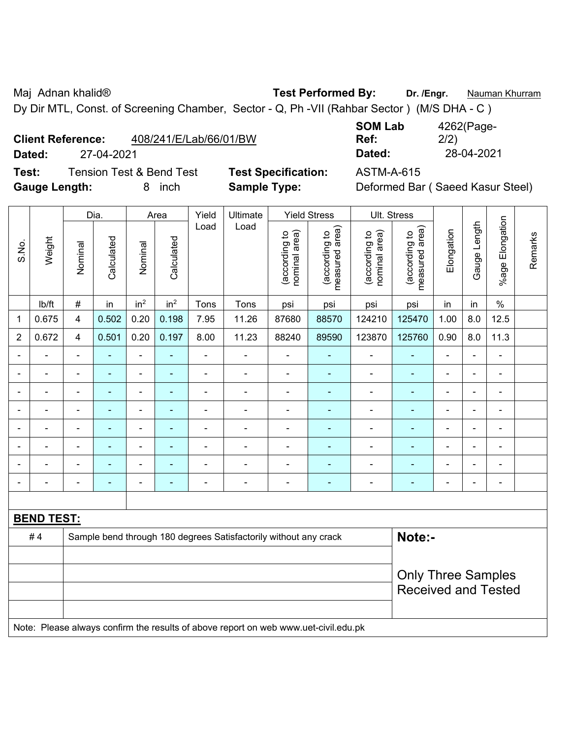Maj Adnan khalid® **Test Performed By:** **Dr. /Engr.** Nauman Khurram

Dy Dir MTL, Const. of Screening Chamber, Sector - Q, Ph -VII (Rahbar Sector ) (M/S DHA - C )

**Client Reference:** 408/241/E/Lab/66/01/BW **SOM Lab Ref:** 4262(Page-2/2)

**Dated:** 27-04-2021 **Dated:** 28-04-2021

**Test:** Tension Test & Bend Test **Test Specification:** ASTM-A-615

**Gauge Length:** 8 inch **Sample Type:** Deformed Bar ( Saeed Kasur Steel)

| S.No. | Weight | Dia. | | Area | | Yield Load | Ultimate Load | Yield Stress | | Ult. Stress | | Elongation | Gauge Length | %age Elongation | Remarks |
|---|---|---|---|---|---|---|---|---|---|---|---|---|---|---|---|
| | | Nominal | Calculated | Nominal | Calculated | | | (according to nominal area) | (according to measured area) | (according to nominal area) | (according to measured area) | | | | |
| | lb/ft | # | in | $in^2$ | $in^2$ | Tons | Tons | psi | psi | psi | psi | in | in | % | |
| 1 | 0.675 | 4 | 0.502 | 0.20 | 0.198 | 7.95 | 11.26 | 87680 | 88570 | 124210 | 125470 | 1.00 | 8.0 | 12.5 | |
| 2 | 0.672 | 4 | 0.501 | 0.20 | 0.197 | 8.00 | 11.23 | 88240 | 89590 | 123870 | 125760 | 0.90 | 8.0 | 11.3 | |
| - | - | - | - | - | - | - | - | - | - | - | - | - | - | - | |
| - | - | - | - | - | - | - | - | - | - | - | - | - | - | - | |
| - | - | - | - | - | - | - | - | - | - | - | - | - | - | - | |
| - | - | - | - | - | - | - | - | - | - | - | - | - | - | - | |
| - | - | - | - | - | - | - | - | - | - | - | - | - | - | - | |
| - | - | - | - | - | - | - | - | - | - | - | - | - | - | - | |
| - | - | - | - | - | - | - | - | - | - | - | - | - | - | - | |
| - | - | - | - | - | - | - | - | - | - | - | - | - | - | - | |

**BEND TEST:**

| | | |
|---|---|---|
| # 4 | Sample bend through 180 degrees Satisfactorily without any crack | **Note:-** |
| | | Only Three Samples Received and Tested |

Note: Please always confirm the results of above report on web www.uet-civil.edu.pk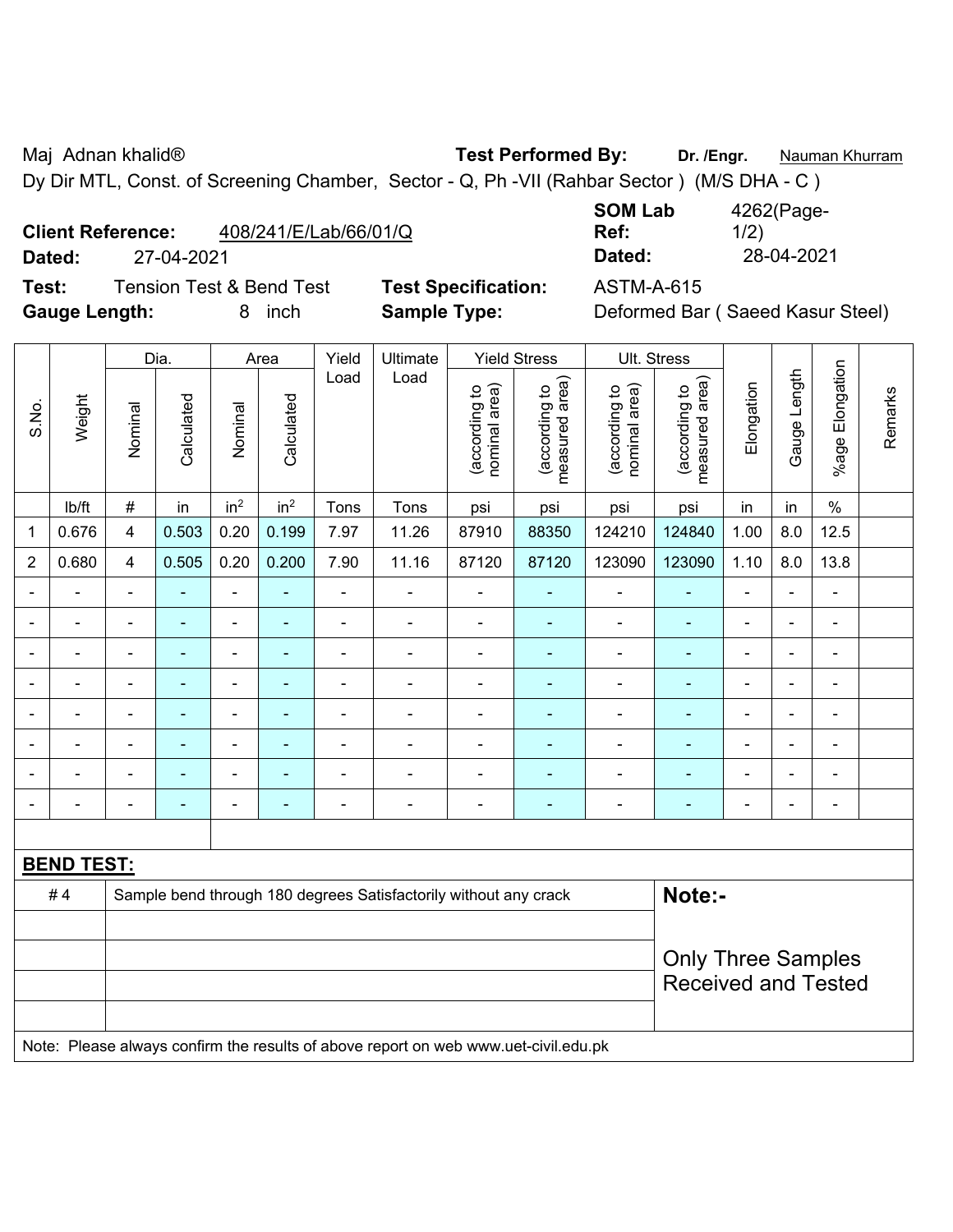Maj Adnan khalid® **Test Performed By:** **Dr. /Engr.** Nauman Khurram

Dy Dir MTL, Const. of Screening Chamber, Sector - Q, Ph -VII (Rahbar Sector ) (M/S DHA - C )

**Client Reference:** 408/241/E/Lab/66/01/Q **SOM Lab Ref:** 4262(Page-1/2)

**Dated:** 27-04-2021 **Dated:** 28-04-2021

**Test:** Tension Test & Bend Test **Test Specification:** ASTM-A-615

**Gauge Length:** 8 inch **Sample Type:** Deformed Bar ( Saeed Kasur Steel)

| S.No. | Weight | Dia. | | Area | | Yield Load | Ultimate Load | Yield Stress | | Ult. Stress | | Elongation | Gauge Length | %age Elongation | Remarks |
|---|---|---|---|---|---|---|---|---|---|---|---|---|---|---|---|
| | | Nominal | Calculated | Nominal | Calculated | | | (according to nominal area) | (according to measured area) | (according to nominal area) | (according to measured area) | | | | |
| | lb/ft | # | in | $in^2$ | $in^2$ | Tons | Tons | psi | psi | psi | psi | in | in | % | |
| 1 | 0.676 | 4 | 0.503 | 0.20 | 0.199 | 7.97 | 11.26 | 87910 | 88350 | 124210 | 124840 | 1.00 | 8.0 | 12.5 | |
| 2 | 0.680 | 4 | 0.505 | 0.20 | 0.200 | 7.90 | 11.16 | 87120 | 87120 | 123090 | 123090 | 1.10 | 8.0 | 13.8 | |
| - | - | - | - | - | - | - | - | - | - | - | - | - | - | - | |
| - | - | - | - | - | - | - | - | - | - | - | - | - | - | - | |
| - | - | - | - | - | - | - | - | - | - | - | - | - | - | - | |
| - | - | - | - | - | - | - | - | - | - | - | - | - | - | - | |
| - | - | - | - | - | - | - | - | - | - | - | - | - | - | - | |
| - | - | - | - | - | - | - | - | - | - | - | - | - | - | - | |
| - | - | - | - | - | - | - | - | - | - | - | - | - | - | - | |
| - | - | - | - | - | - | - | - | - | - | - | - | - | - | - | |

**BEND TEST:**

| | | |
|---|---|---|
| # 4 | Sample bend through 180 degrees Satisfactorily without any crack | **Note:-** |
| | | Only Three Samples Received and Tested |

Note: Please always confirm the results of above report on web www.uet-civil.edu.pk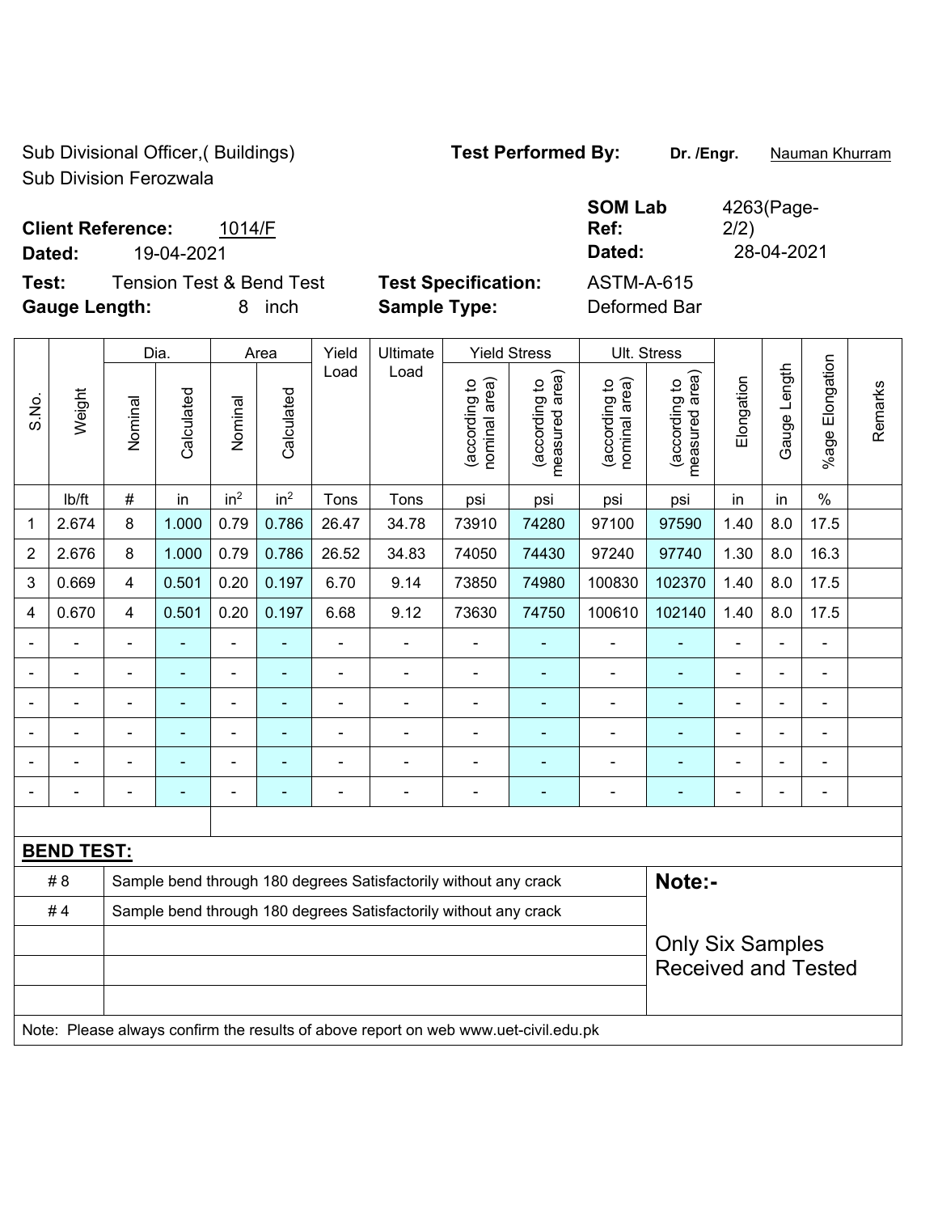Sub Divisional Officer,( Buildings)
Sub Division Ferozwala

**Test Performed By:** **Dr. /Engr.** Nauman Khurram

**Client Reference:** 1014/F

**SOM Lab Ref:** 4263(Page-2/2)

**Dated:** 19-04-2021

**Dated:** 28-04-2021

**Test:** Tension Test & Bend Test

**Test Specification:** ASTM-A-615

**Gauge Length:** 8 inch

**Sample Type:** Deformed Bar

| S.No. | Weight | Dia. | | Area | | Yield Load | Ultimate Load | Yield Stress | | Ult. Stress | | Elongation | Gauge Length | %age Elongation | Remarks |
|---|---|---|---|---|---|---|---|---|---|---|---|---|---|---|---|
| | | Nominal | Calculated | Nominal | Calculated | | | (according to nominal area) | (according to measured area) | (according to nominal area) | (according to measured area) | | | | |
| | lb/ft | # | in | in² | in² | Tons | Tons | psi | psi | psi | psi | in | in | % | |
| 1 | 2.674 | 8 | 1.000 | 0.79 | 0.786 | 26.47 | 34.78 | 73910 | 74280 | 97100 | 97590 | 1.40 | 8.0 | 17.5 | |
| 2 | 2.676 | 8 | 1.000 | 0.79 | 0.786 | 26.52 | 34.83 | 74050 | 74430 | 97240 | 97740 | 1.30 | 8.0 | 16.3 | |
| 3 | 0.669 | 4 | 0.501 | 0.20 | 0.197 | 6.70 | 9.14 | 73850 | 74980 | 100830 | 102370 | 1.40 | 8.0 | 17.5 | |
| 4 | 0.670 | 4 | 0.501 | 0.20 | 0.197 | 6.68 | 9.12 | 73630 | 74750 | 100610 | 102140 | 1.40 | 8.0 | 17.5 | |
| - | - | - | - | - | - | - | - | - | - | - | - | - | - | - | |
| - | - | - | - | - | - | - | - | - | - | - | - | - | - | - | |
| - | - | - | - | - | - | - | - | - | - | - | - | - | - | - | |
| - | - | - | - | - | - | - | - | - | - | - | - | - | - | - | |
| - | - | - | - | - | - | - | - | - | - | - | - | - | - | - | |
| - | - | - | - | - | - | - | - | - | - | - | - | - | - | - | |

**BEND TEST:**

| | | |
|---|---|---|
| # 8 | Sample bend through 180 degrees Satisfactorily without any crack | **Note:-** |
| # 4 | Sample bend through 180 degrees Satisfactorily without any crack | Only Six Samples Received and Tested |

Note: Please always confirm the results of above report on web www.uet-civil.edu.pk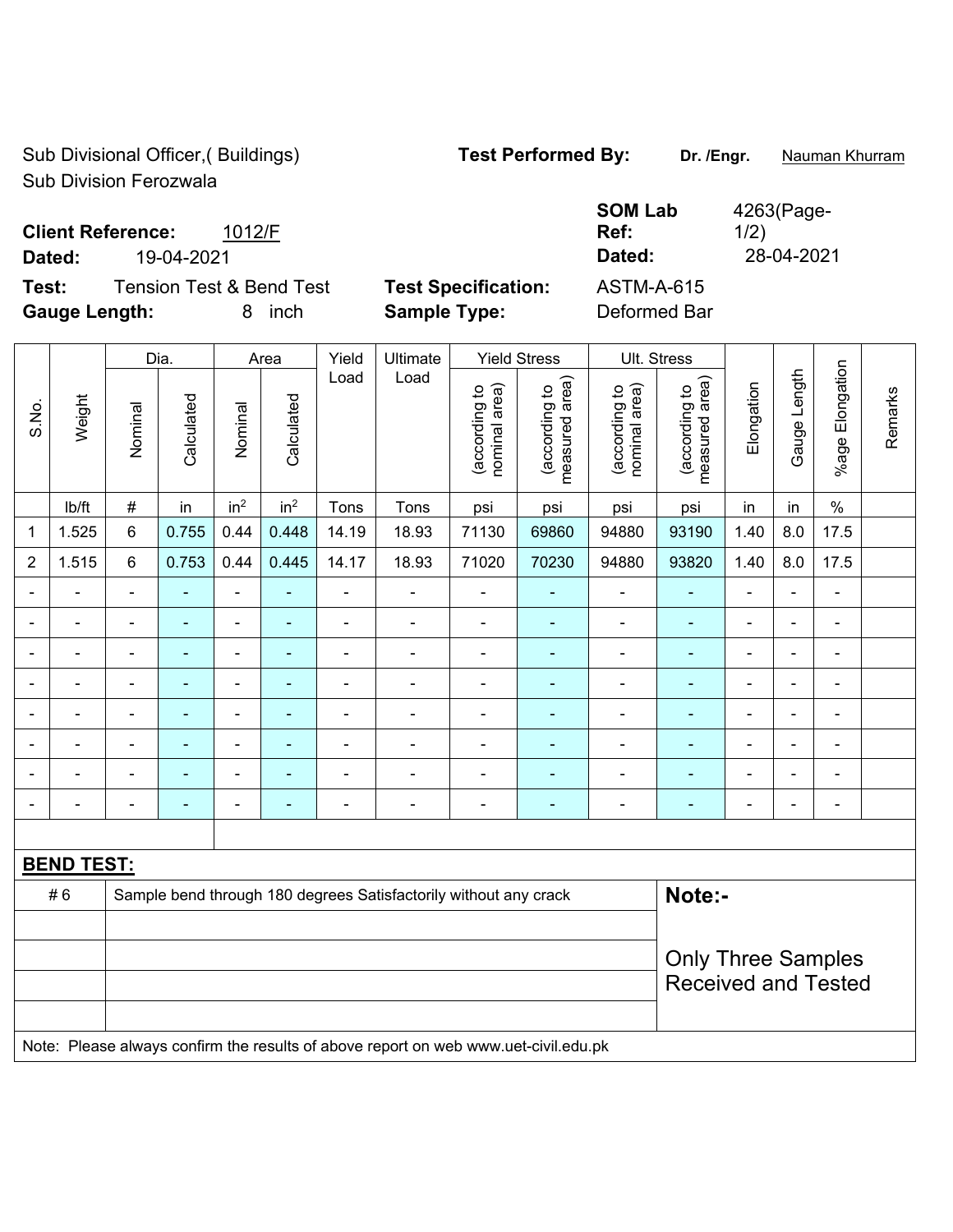Sub Divisional Officer,( Buildings)
Sub Division Ferozwala

**Test Performed By:** **Dr. /Engr.** Nauman Khurram

**Client Reference:** 1012/F

**Dated:** 19-04-2021

**SOM Lab Ref:** 4263(Page-1/2)

**Dated:** 28-04-2021

**Test:** Tension Test & Bend Test

**Test Specification:** ASTM-A-615

**Gauge Length:** 8 inch

**Sample Type:** Deformed Bar

| S.No. | Weight | Dia. | | Area | | Yield Load | Ultimate Load | Yield Stress | | Ult. Stress | | Elongation | Gauge Length | %age Elongation | Remarks |
|---|---|---|---|---|---|---|---|---|---|---|---|---|---|---|---|
| | | Nominal | Calculated | Nominal | Calculated | | | (according to nominal area) | (according to measured area) | (according to nominal area) | (according to measured area) | | | | |
| | lb/ft | # | in | in$^2$ | in$^2$ | Tons | Tons | psi | psi | psi | psi | in | in | % | |
| 1 | 1.525 | 6 | 0.755 | 0.44 | 0.448 | 14.19 | 18.93 | 71130 | 69860 | 94880 | 93190 | 1.40 | 8.0 | 17.5 | |
| 2 | 1.515 | 6 | 0.753 | 0.44 | 0.445 | 14.17 | 18.93 | 71020 | 70230 | 94880 | 93820 | 1.40 | 8.0 | 17.5 | |
| - | - | - | - | - | - | - | - | - | - | - | - | - | - | - | |
| - | - | - | - | - | - | - | - | - | - | - | - | - | - | - | |
| - | - | - | - | - | - | - | - | - | - | - | - | - | - | - | |
| - | - | - | - | - | - | - | - | - | - | - | - | - | - | - | |
| - | - | - | - | - | - | - | - | - | - | - | - | - | - | - | |
| - | - | - | - | - | - | - | - | - | - | - | - | - | - | - | |
| - | - | - | - | - | - | - | - | - | - | - | - | - | - | - | |
| - | - | - | - | - | - | - | - | - | - | - | - | - | - | - | |

**BEND TEST:**

| # 6 | Sample bend through 180 degrees Satisfactorily without any crack | **Note:-** Only Three Samples Received and Tested |
|---|---|---|

Note: Please always confirm the results of above report on web www.uet-civil.edu.pk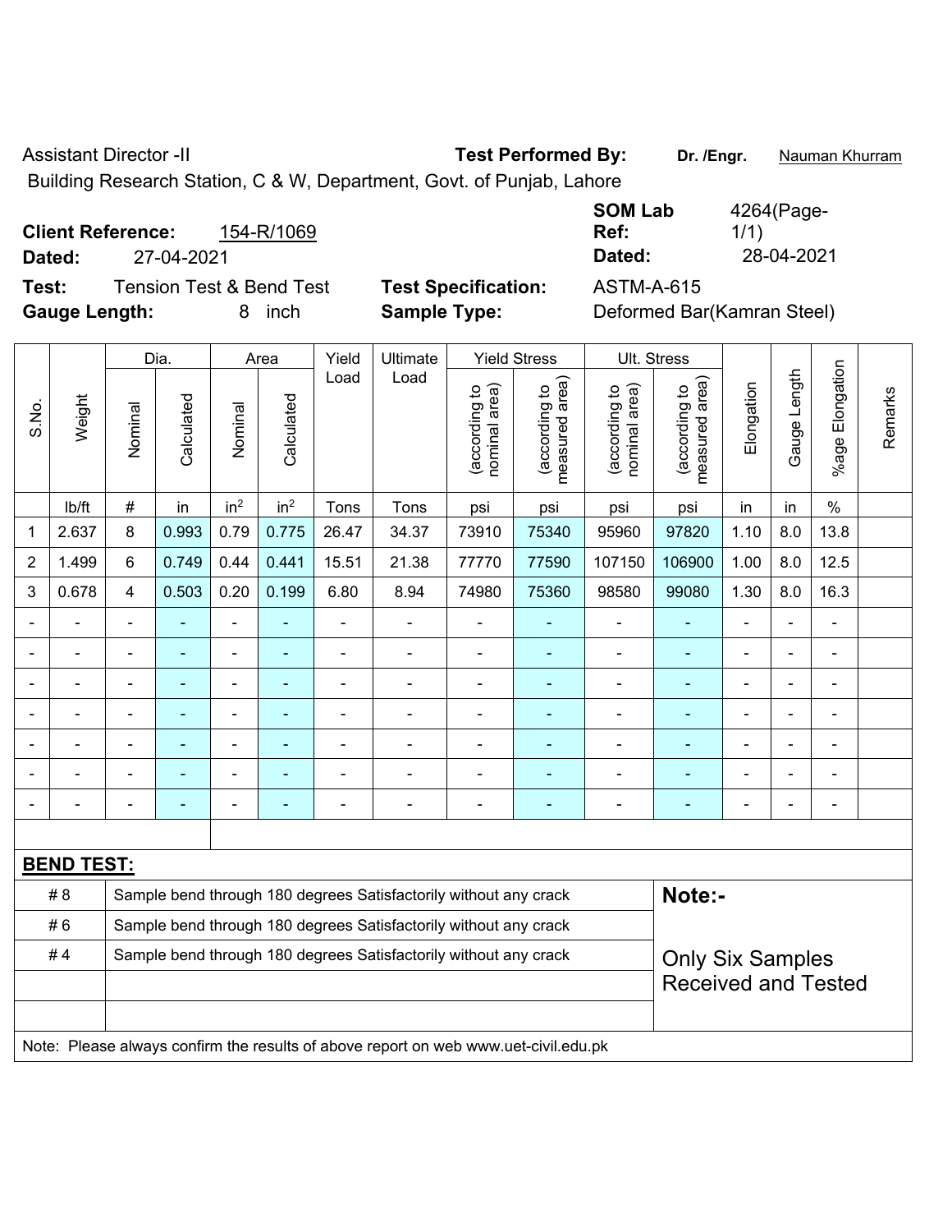Assistant Director -II

Building Research Station, C & W, Department, Govt. of Punjab, Lahore

**Test Performed By:** **Dr. /Engr.** Nauman Khurram

**Client Reference:** 154-R/1069

**Dated:** 27-04-2021

**SOM Lab Ref:** 4264(Page-1/1)

**Dated:** 28-04-2021

**Test:** Tension Test & Bend Test

**Test Specification:** ASTM-A-615

**Gauge Length:** 8 inch

**Sample Type:** Deformed Bar(Kamran Steel)

| S.No. | Weight | Dia. | | Area | | Yield Load | Ultimate Load | Yield Stress | | Ult. Stress | | Elongation | Gauge Length | %age Elongation | Remarks |
|---|---|---|---|---|---|---|---|---|---|---|---|---|---|---|---|
| | | Nominal | Calculated | Nominal | Calculated | | | (according to nominal area) | (according to measured area) | (according to nominal area) | (according to measured area) | | | | |
| | lb/ft | # | in | $in^2$ | $in^2$ | Tons | Tons | psi | psi | psi | psi | in | in | % | |
| 1 | 2.637 | 8 | 0.993 | 0.79 | 0.775 | 26.47 | 34.37 | 73910 | 75340 | 95960 | 97820 | 1.10 | 8.0 | 13.8 | |
| 2 | 1.499 | 6 | 0.749 | 0.44 | 0.441 | 15.51 | 21.38 | 77770 | 77590 | 107150 | 106900 | 1.00 | 8.0 | 12.5 | |
| 3 | 0.678 | 4 | 0.503 | 0.20 | 0.199 | 6.80 | 8.94 | 74980 | 75360 | 98580 | 99080 | 1.30 | 8.0 | 16.3 | |
| - | - | - | - | - | - | - | - | - | - | - | - | - | - | - | |
| - | - | - | - | - | - | - | - | - | - | - | - | - | - | - | |
| - | - | - | - | - | - | - | - | - | - | - | - | - | - | - | |
| - | - | - | - | - | - | - | - | - | - | - | - | - | - | - | |
| - | - | - | - | - | - | - | - | - | - | - | - | - | - | - | |
| - | - | - | - | - | - | - | - | - | - | - | - | - | - | - | |
| - | - | - | - | - | - | - | - | - | - | - | - | - | - | - | |

**BEND TEST:**

| | | |
|---|---|---|
| # 8 | Sample bend through 180 degrees Satisfactorily without any crack | **Note:-** |
| # 6 | Sample bend through 180 degrees Satisfactorily without any crack | |
| # 4 | Sample bend through 180 degrees Satisfactorily without any crack | Only Six Samples Received and Tested |

Note: Please always confirm the results of above report on web www.uet-civil.edu.pk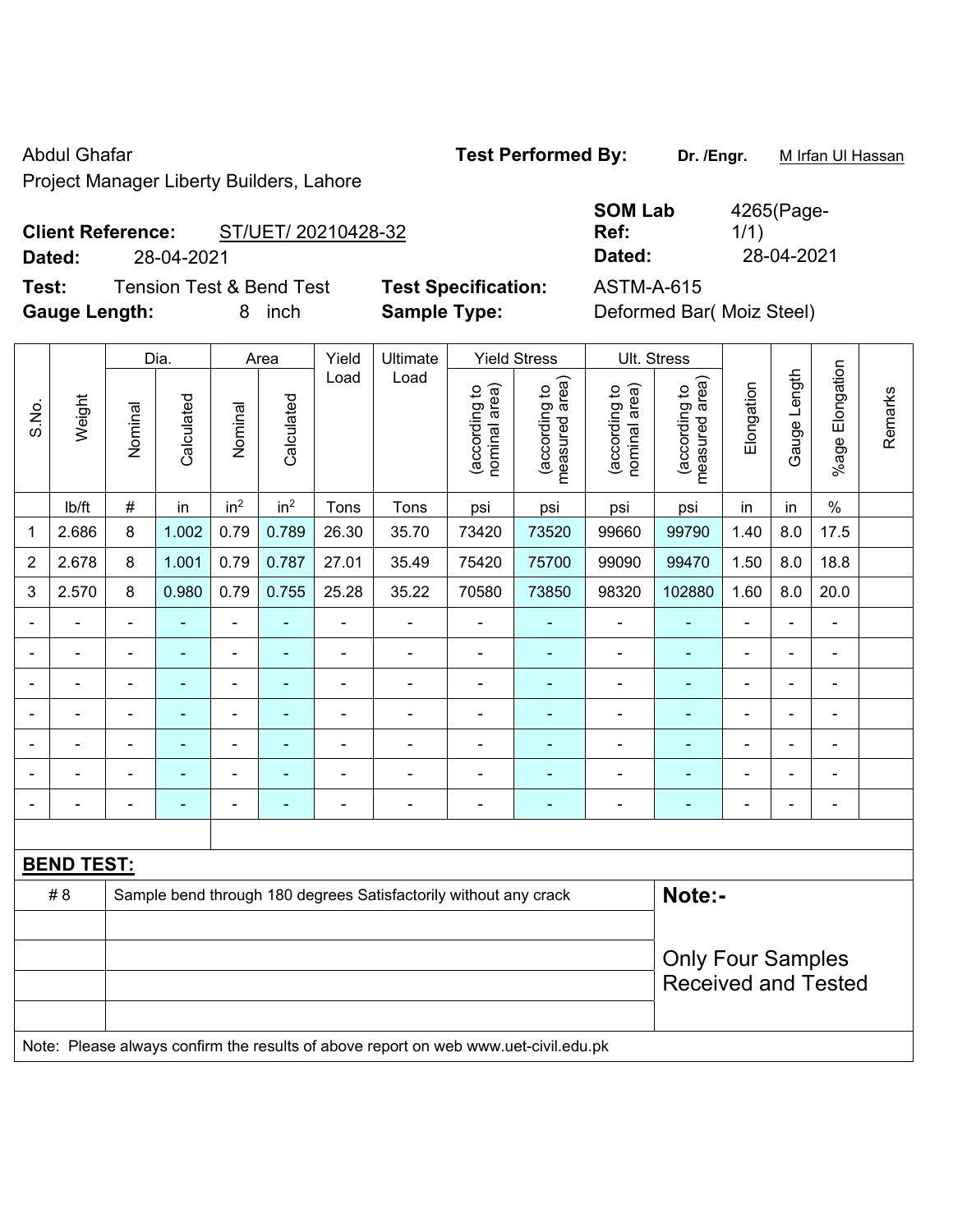Abdul Ghafar
Project Manager Liberty Builders, Lahore

**Test Performed By:** **Dr. /Engr.** M Irfan Ul Hassan

**Client Reference:** ST/UET/ 20210428-32
**Dated:** 28-04-2021

**SOM Lab Ref:** 4265(Page-1/1)
**Dated:** 28-04-2021

**Test:** Tension Test & Bend Test
**Gauge Length:** 8 inch

**Test Specification:** ASTM-A-615
**Sample Type:** Deformed Bar( Moiz Steel)

| S.No. | Weight | Dia. | | Area | | Yield Load | Ultimate Load | Yield Stress | | Ult. Stress | | Elongation | Gauge Length | %age Elongation | Remarks |
|---|---|---|---|---|---|---|---|---|---|---|---|---|---|---|---|
| | | Nominal | Calculated | Nominal | Calculated | | | (according to nominal area) | (according to measured area) | (according to nominal area) | (according to measured area) | | | | |
| | lb/ft | # | in | $in^2$ | $in^2$ | Tons | Tons | psi | psi | psi | psi | in | in | % | |
| 1 | 2.686 | 8 | 1.002 | 0.79 | 0.789 | 26.30 | 35.70 | 73420 | 73520 | 99660 | 99790 | 1.40 | 8.0 | 17.5 | |
| 2 | 2.678 | 8 | 1.001 | 0.79 | 0.787 | 27.01 | 35.49 | 75420 | 75700 | 99090 | 99470 | 1.50 | 8.0 | 18.8 | |
| 3 | 2.570 | 8 | 0.980 | 0.79 | 0.755 | 25.28 | 35.22 | 70580 | 73850 | 98320 | 102880 | 1.60 | 8.0 | 20.0 | |
| - | - | - | - | - | - | - | - | - | - | - | - | - | - | - | |
| - | - | - | - | - | - | - | - | - | - | - | - | - | - | - | |
| - | - | - | - | - | - | - | - | - | - | - | - | - | - | - | |
| - | - | - | - | - | - | - | - | - | - | - | - | - | - | - | |
| - | - | - | - | - | - | - | - | - | - | - | - | - | - | - | |
| - | - | - | - | - | - | - | - | - | - | - | - | - | - | - | |
| - | - | - | - | - | - | - | - | - | - | - | - | - | - | - | |

**BEND TEST:**

| | | |
|---|---|---|
| # 8 | Sample bend through 180 degrees Satisfactorily without any crack | **Note:-** |
| | | Only Four Samples Received and Tested |

Note: Please always confirm the results of above report on web www.uet-civil.edu.pk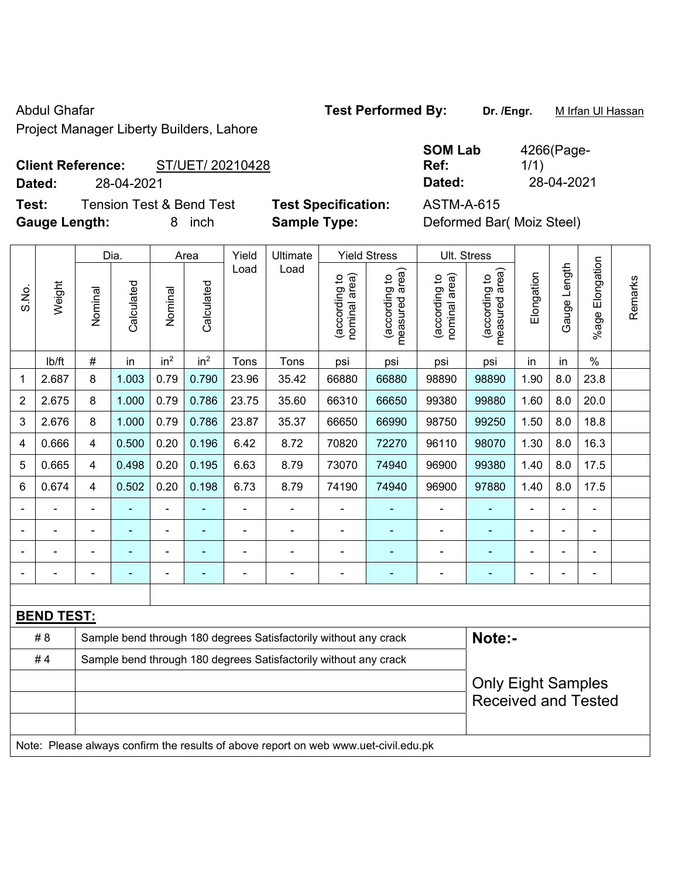Abdul Ghafar

Project Manager Liberty Builders, Lahore

**Test Performed By:** Dr. /Engr. M Irfan Ul Hassan

**Client Reference:** ST/UET/ 20210428

**Dated:** 28-04-2021

**SOM Lab Ref:** 4266(Page-1/1)

**Dated:** 28-04-2021

**Test:** Tension Test & Bend Test

**Test Specification:** ASTM-A-615

**Gauge Length:** 8 inch

**Sample Type:** Deformed Bar( Moiz Steel)

| S.No. | Weight | Dia. | | Area | | Yield Load | Ultimate Load | Yield Stress | | Ult. Stress | | Elongation | Gauge Length | %age Elongation | Remarks |
|---|---|---|---|---|---|---|---|---|---|---|---|---|---|---|---|
| | | Nominal | Calculated | Nominal | Calculated | | | (according to nominal area) | (according to measured area) | (according to nominal area) | (according to measured area) | | | | |
| | lb/ft | # | in | $in^2$ | $in^2$ | Tons | Tons | psi | psi | psi | psi | in | in | % | |
| 1 | 2.687 | 8 | 1.003 | 0.79 | 0.790 | 23.96 | 35.42 | 66880 | 66880 | 98890 | 98890 | 1.90 | 8.0 | 23.8 | |
| 2 | 2.675 | 8 | 1.000 | 0.79 | 0.786 | 23.75 | 35.60 | 66310 | 66650 | 99380 | 99880 | 1.60 | 8.0 | 20.0 | |
| 3 | 2.676 | 8 | 1.000 | 0.79 | 0.786 | 23.87 | 35.37 | 66650 | 66990 | 98750 | 99250 | 1.50 | 8.0 | 18.8 | |
| 4 | 0.666 | 4 | 0.500 | 0.20 | 0.196 | 6.42 | 8.72 | 70820 | 72270 | 96110 | 98070 | 1.30 | 8.0 | 16.3 | |
| 5 | 0.665 | 4 | 0.498 | 0.20 | 0.195 | 6.63 | 8.79 | 73070 | 74940 | 96900 | 99380 | 1.40 | 8.0 | 17.5 | |
| 6 | 0.674 | 4 | 0.502 | 0.20 | 0.198 | 6.73 | 8.79 | 74190 | 74940 | 96900 | 97880 | 1.40 | 8.0 | 17.5 | |
| - | - | - | - | - | - | - | - | - | - | - | - | - | - | - | |
| - | - | - | - | - | - | - | - | - | - | - | - | - | - | - | |
| - | - | - | - | - | - | - | - | - | - | - | - | - | - | - | |
| - | - | - | - | - | - | - | - | - | - | - | - | - | - | - | |

**BEND TEST:**

| | |
|---|---|
| # 8 | Sample bend through 180 degrees Satisfactorily without any crack |
| # 4 | Sample bend through 180 degrees Satisfactorily without any crack |

**Note:-**

Only Eight Samples Received and Tested

Note: Please always confirm the results of above report on web www.uet-civil.edu.pk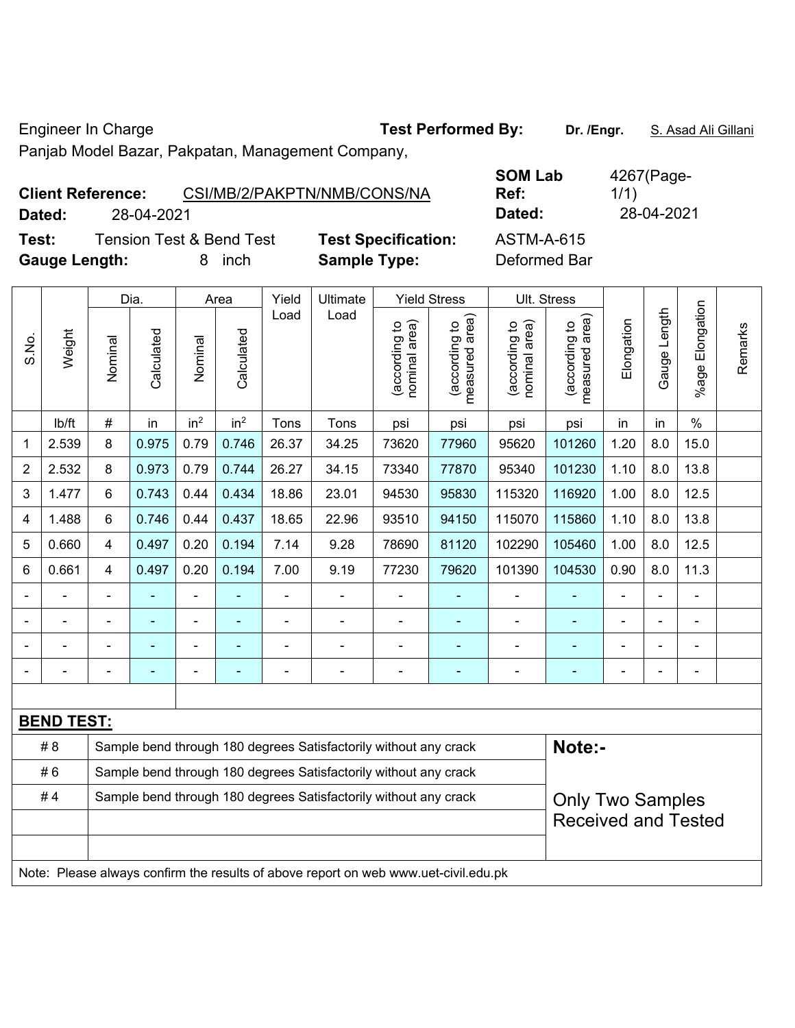Engineer In Charge

Panjab Model Bazar, Pakpatan, Management Company,

**Test Performed By:** **Dr. /Engr.** S. Asad Ali Gillani

**Client Reference:** CSI/MB/2/PAKPTN/NMB/CONS/NA

**Dated:** 28-04-2021

**SOM Lab Ref:** 4267(Page-1/1)

**Dated:** 28-04-2021

**Test:** Tension Test & Bend Test

**Test Specification:** ASTM-A-615

**Gauge Length:** 8 inch

**Sample Type:** Deformed Bar

| S.No. | Weight | Dia. | | Area | | Yield Load | Ultimate Load | Yield Stress | | Ult. Stress | | Elongation | Gauge Length | %age Elongation | Remarks |
|---|---|---|---|---|---|---|---|---|---|---|---|---|---|---|---|
| | | Nominal | Calculated | Nominal | Calculated | | | (according to nominal area) | (according to measured area) | (according to nominal area) | (according to measured area) | | | | |
| | lb/ft | # | in | $in^2$ | $in^2$ | Tons | Tons | psi | psi | psi | psi | in | in | % | |
| 1 | 2.539 | 8 | 0.975 | 0.79 | 0.746 | 26.37 | 34.25 | 73620 | 77960 | 95620 | 101260 | 1.20 | 8.0 | 15.0 | |
| 2 | 2.532 | 8 | 0.973 | 0.79 | 0.744 | 26.27 | 34.15 | 73340 | 77870 | 95340 | 101230 | 1.10 | 8.0 | 13.8 | |
| 3 | 1.477 | 6 | 0.743 | 0.44 | 0.434 | 18.86 | 23.01 | 94530 | 95830 | 115320 | 116920 | 1.00 | 8.0 | 12.5 | |
| 4 | 1.488 | 6 | 0.746 | 0.44 | 0.437 | 18.65 | 22.96 | 93510 | 94150 | 115070 | 115860 | 1.10 | 8.0 | 13.8 | |
| 5 | 0.660 | 4 | 0.497 | 0.20 | 0.194 | 7.14 | 9.28 | 78690 | 81120 | 102290 | 105460 | 1.00 | 8.0 | 12.5 | |
| 6 | 0.661 | 4 | 0.497 | 0.20 | 0.194 | 7.00 | 9.19 | 77230 | 79620 | 101390 | 104530 | 0.90 | 8.0 | 11.3 | |
| - | - | - | - | - | - | - | - | - | - | - | - | - | - | - | |
| - | - | - | - | - | - | - | - | - | - | - | - | - | - | - | |
| - | - | - | - | - | - | - | - | - | - | - | - | - | - | - | |
| - | - | - | - | - | - | - | - | - | - | - | - | - | - | - | |

**BEND TEST:**

| | | |
|---|---|---|
| # 8 | Sample bend through 180 degrees Satisfactorily without any crack | **Note:-** |
| # 6 | Sample bend through 180 degrees Satisfactorily without any crack | |
| # 4 | Sample bend through 180 degrees Satisfactorily without any crack | Only Two Samples Received and Tested |
| | | |
| | | |

Note: Please always confirm the results of above report on web www.uet-civil.edu.pk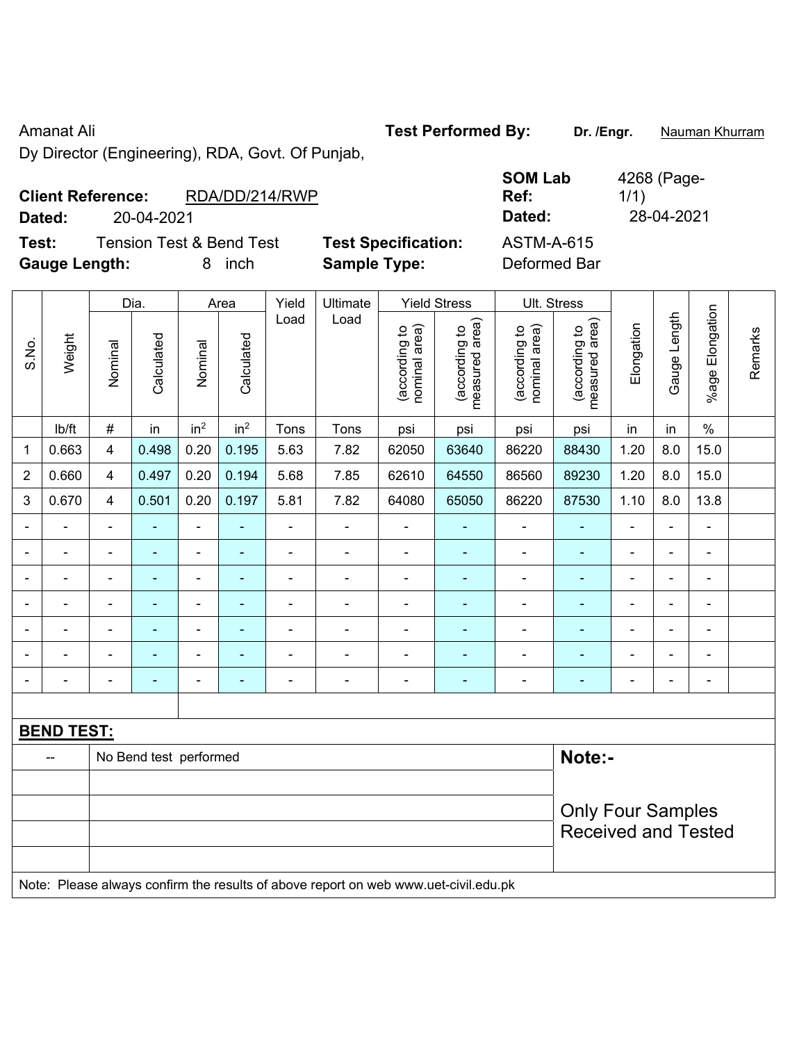Amanat Ali

Dy Director (Engineering), RDA, Govt. Of Punjab,

**Test Performed By:** **Dr. /Engr.** Nauman Khurram

**Client Reference:** RDA/DD/214/RWP

**Dated:** 20-04-2021

**SOM Lab Ref:** 4268 (Page-1/1)

**Dated:** 28-04-2021

**Test:** Tension Test & Bend Test

**Gauge Length:** 8 inch

**Test Specification:** ASTM-A-615

**Sample Type:** Deformed Bar

| S.No. | Weight | Dia. | | Area | | Yield Load | Ultimate Load | Yield Stress | | Ult. Stress | | Elongation | Gauge Length | %age Elongation | Remarks |
|---|---|---|---|---|---|---|---|---|---|---|---|---|---|---|---|
| | | Nominal | Calculated | Nominal | Calculated | | | (according to nominal area) | (according to measured area) | (according to nominal area) | (according to measured area) | | | | |
| | lb/ft | # | in | in$^2$ | in$^2$ | Tons | Tons | psi | psi | psi | psi | in | in | % | |
| 1 | 0.663 | 4 | 0.498 | 0.20 | 0.195 | 5.63 | 7.82 | 62050 | 63640 | 86220 | 88430 | 1.20 | 8.0 | 15.0 | |
| 2 | 0.660 | 4 | 0.497 | 0.20 | 0.194 | 5.68 | 7.85 | 62610 | 64550 | 86560 | 89230 | 1.20 | 8.0 | 15.0 | |
| 3 | 0.670 | 4 | 0.501 | 0.20 | 0.197 | 5.81 | 7.82 | 64080 | 65050 | 86220 | 87530 | 1.10 | 8.0 | 13.8 | |
| - | - | - | - | - | - | - | - | - | - | - | - | - | - | - | |
| - | - | - | - | - | - | - | - | - | - | - | - | - | - | - | |
| - | - | - | - | - | - | - | - | - | - | - | - | - | - | - | |
| - | - | - | - | - | - | - | - | - | - | - | - | - | - | - | |
| - | - | - | - | - | - | - | - | - | - | - | - | - | - | - | |
| - | - | - | - | - | - | - | - | - | - | - | - | - | - | - | |
| - | - | - | - | - | - | - | - | - | - | - | - | - | - | - | |

**BEND TEST:**

| -- | No Bend test performed |
|---|---|

**Note:-**

Only Four Samples Received and Tested

Note: Please always confirm the results of above report on web www.uet-civil.edu.pk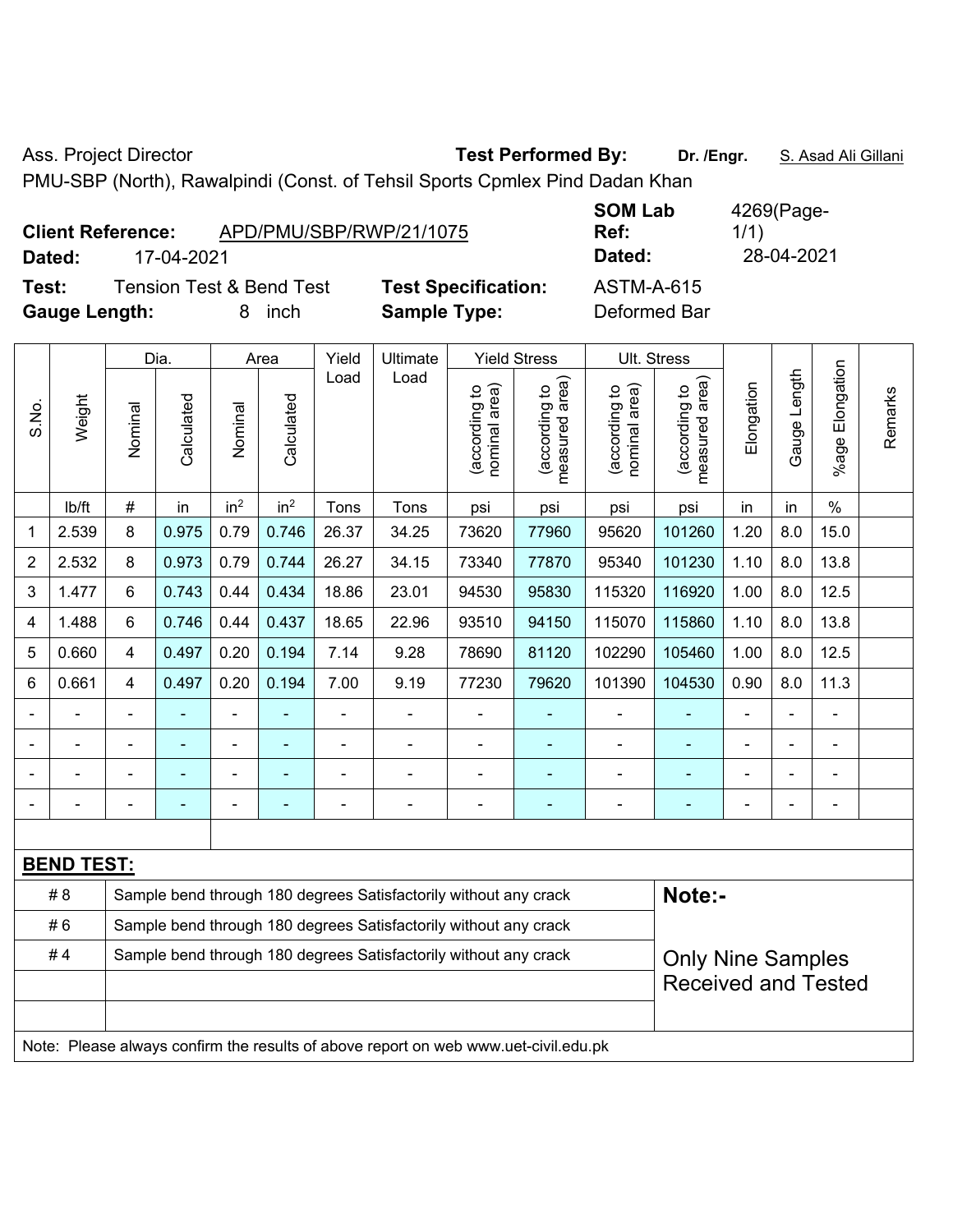Ass. Project Director **Test Performed By:** **Dr. /Engr.** S. Asad Ali Gillani

PMU-SBP (North), Rawalpindi (Const. of Tehsil Sports Cpmlex Pind Dadan Khan

**Client Reference:** APD/PMU/SBP/RWP/21/1075 **SOM Lab Ref:** 4269(Page-1/1)

**Dated:** 17-04-2021 **Dated:** 28-04-2021

**Test:** Tension Test & Bend Test **Test Specification:** ASTM-A-615

**Gauge Length:** 8 inch **Sample Type:** Deformed Bar

| S.No. | Weight | Dia. | | Area | | Yield Load | Ultimate Load | Yield Stress | | Ult. Stress | | Elongation | Gauge Length | %age Elongation | Remarks |
|---|---|---|---|---|---|---|---|---|---|---|---|---|---|---|---|
| | | Nominal | Calculated | Nominal | Calculated | | | (according to nominal area) | (according to measured area) | (according to nominal area) | (according to measured area) | | | | |
| | lb/ft | # | in | in$^2$ | in$^2$ | Tons | Tons | psi | psi | psi | psi | in | in | % | |
| 1 | 2.539 | 8 | 0.975 | 0.79 | 0.746 | 26.37 | 34.25 | 73620 | 77960 | 95620 | 101260 | 1.20 | 8.0 | 15.0 | |
| 2 | 2.532 | 8 | 0.973 | 0.79 | 0.744 | 26.27 | 34.15 | 73340 | 77870 | 95340 | 101230 | 1.10 | 8.0 | 13.8 | |
| 3 | 1.477 | 6 | 0.743 | 0.44 | 0.434 | 18.86 | 23.01 | 94530 | 95830 | 115320 | 116920 | 1.00 | 8.0 | 12.5 | |
| 4 | 1.488 | 6 | 0.746 | 0.44 | 0.437 | 18.65 | 22.96 | 93510 | 94150 | 115070 | 115860 | 1.10 | 8.0 | 13.8 | |
| 5 | 0.660 | 4 | 0.497 | 0.20 | 0.194 | 7.14 | 9.28 | 78690 | 81120 | 102290 | 105460 | 1.00 | 8.0 | 12.5 | |
| 6 | 0.661 | 4 | 0.497 | 0.20 | 0.194 | 7.00 | 9.19 | 77230 | 79620 | 101390 | 104530 | 0.90 | 8.0 | 11.3 | |
| - | - | - | - | - | - | - | - | - | - | - | - | - | - | - | |
| - | - | - | - | - | - | - | - | - | - | - | - | - | - | - | |
| - | - | - | - | - | - | - | - | - | - | - | - | - | - | - | |
| - | - | - | - | - | - | - | - | - | - | - | - | - | - | - | |

**BEND TEST:**

| | | |
|---|---|---|
| # 8 | Sample bend through 180 degrees Satisfactorily without any crack | **Note:-** |
| # 6 | Sample bend through 180 degrees Satisfactorily without any crack | |
| # 4 | Sample bend through 180 degrees Satisfactorily without any crack | Only Nine Samples Received and Tested |

Note: Please always confirm the results of above report on web www.uet-civil.edu.pk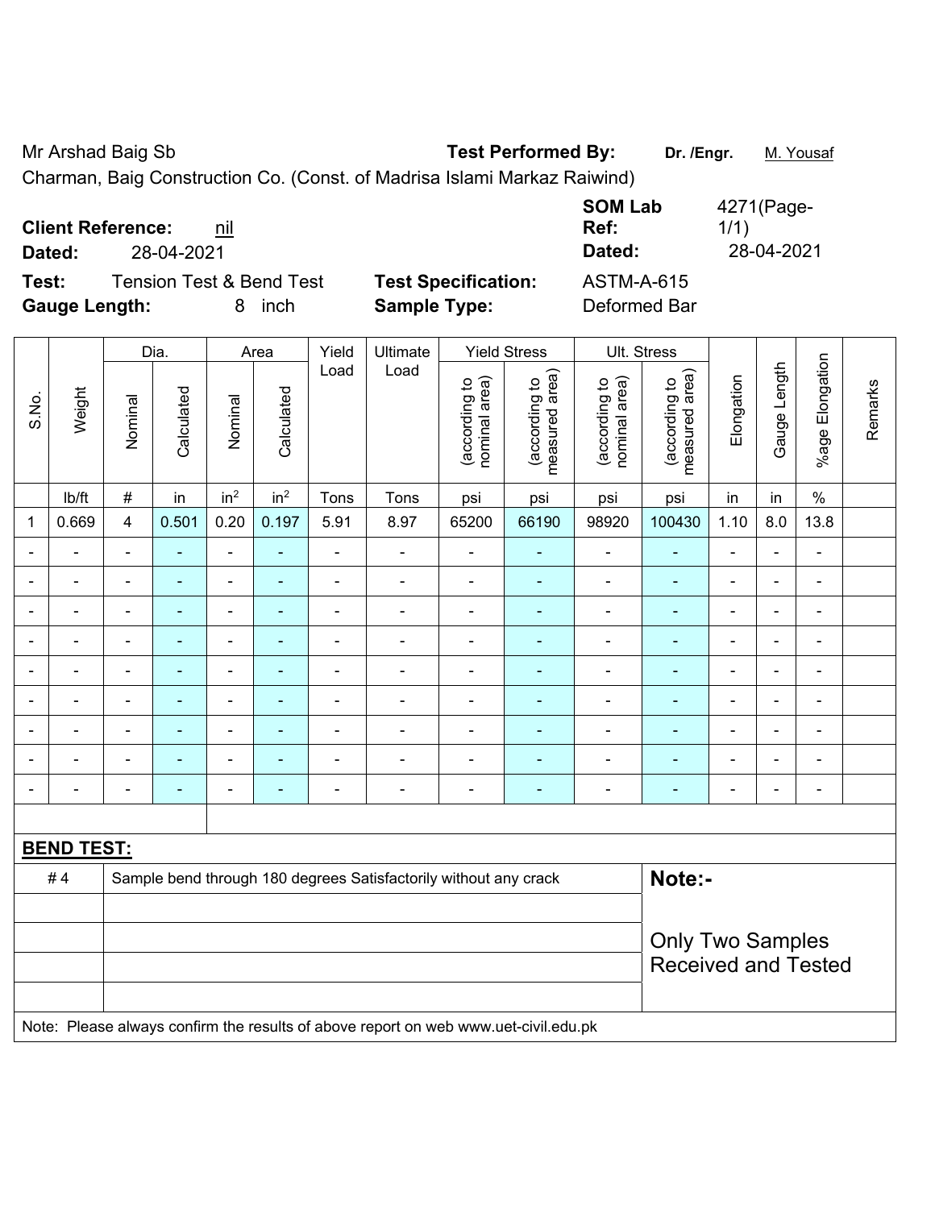Mr Arshad Baig Sb **Test Performed By:** **Dr. /Engr.** M. Yousaf

Charman, Baig Construction Co. (Const. of Madrisa Islami Markaz Raiwind)

**Client Reference:** nil **SOM Lab Ref:** 4271(Page-1/1)

**Dated:** 28-04-2021 **Dated:** 28-04-2021

**Test:** Tension Test & Bend Test **Test Specification:** ASTM-A-615

**Gauge Length:** 8 inch **Sample Type:** Deformed Bar

| S.No. | Weight | Dia. | | Area | | Yield Load | Ultimate Load | Yield Stress | | Ult. Stress | | Elongation | Gauge Length | %age Elongation | Remarks |
|---|---|---|---|---|---|---|---|---|---|---|---|---|---|---|---|
| | | Nominal | Calculated | Nominal | Calculated | | | (according to nominal area) | (according to measured area) | (according to nominal area) | (according to measured area) | | | | |
| | lb/ft | # | in | $in^2$ | $in^2$ | Tons | Tons | psi | psi | psi | psi | in | in | % | |
| 1 | 0.669 | 4 | 0.501 | 0.20 | 0.197 | 5.91 | 8.97 | 65200 | 66190 | 98920 | 100430 | 1.10 | 8.0 | 13.8 | |
| - | - | - | - | - | - | - | - | - | - | - | - | - | - | - | |
| - | - | - | - | - | - | - | - | - | - | - | - | - | - | - | |
| - | - | - | - | - | - | - | - | - | - | - | - | - | - | - | |
| - | - | - | - | - | - | - | - | - | - | - | - | - | - | - | |
| - | - | - | - | - | - | - | - | - | - | - | - | - | - | - | |
| - | - | - | - | - | - | - | - | - | - | - | - | - | - | - | |
| - | - | - | - | - | - | - | - | - | - | - | - | - | - | - | |
| - | - | - | - | - | - | - | - | - | - | - | - | - | - | - | |
| - | - | - | - | - | - | - | - | - | - | - | - | - | - | - | |

**BEND TEST:**

| | | |
|---|---|---|
| # 4 | Sample bend through 180 degrees Satisfactorily without any crack | **Note:-** |
| | | Only Two Samples Received and Tested |

Note: Please always confirm the results of above report on web www.uet-civil.edu.pk